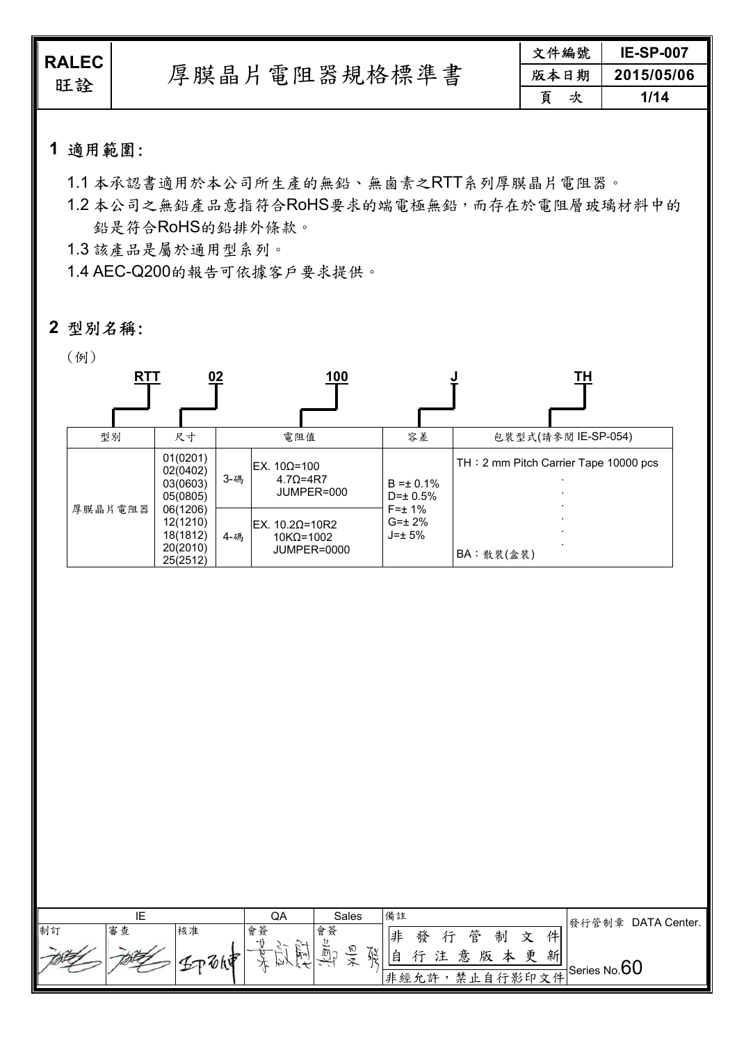# 厚膜晶片電阻器規格標準書

RALEC 旺詮

| 文件編號 | IE-SP-007 |
|---|---|
| 版本日期 | 2015/05/06 |

## 1 適用範圍:

1.1 本承認書適用於本公司所生產的無鉛、無鹵素之RTT系列厚膜晶片電阻器。

1.2 本公司之無鉛產品意指符合RoHS要求的端電極無鉛，而存在於電阻層玻璃材料中的鉛是符合RoHS的鉛排外條款。

1.3 該產品是屬於通用型系列。

1.4 AEC-Q200的報告可依據客戶要求提供。

## 2 型別名稱:

(例)

RTT　02　100　J　TH

| 型別 | 尺寸 | 電阻值 | | 容差 | 包裝型式(請參閱 IE-SP-054) |
|---|---|---|---|---|---|
| 厚膜晶片電阻器 | 01(0201)<br>02(0402)<br>03(0603)<br>05(0805)<br>06(1206)<br>12(1210)<br>18(1812)<br>20(2010)<br>25(2512) | 3-碼 | EX. 10Ω=100<br>4.7Ω=4R7<br>JUMPER=000 | B =± 0.1%<br>D=± 0.5%<br>F=± 1%<br>G=± 2%<br>J=± 5% | TH：2 mm Pitch Carrier Tape 10000 pcs<br>.<br>.<br>.<br>BA：散裝(盒裝) |
| | | 4-碼 | EX. 10.2Ω=10R2<br>10KΩ=1002<br>JUMPER=0000 | | |

| IE | | | QA | Sales | 備註 | 發行管制章 DATA Center. |
|---|---|---|---|---|---|---|
| 制訂 | 審查 | 核准 | 會簽 | 會簽 | 非發行管制文件 自行注意版本更新 | Series No.60 |
| | | | | | 非經允許，禁止自行影印文件 | |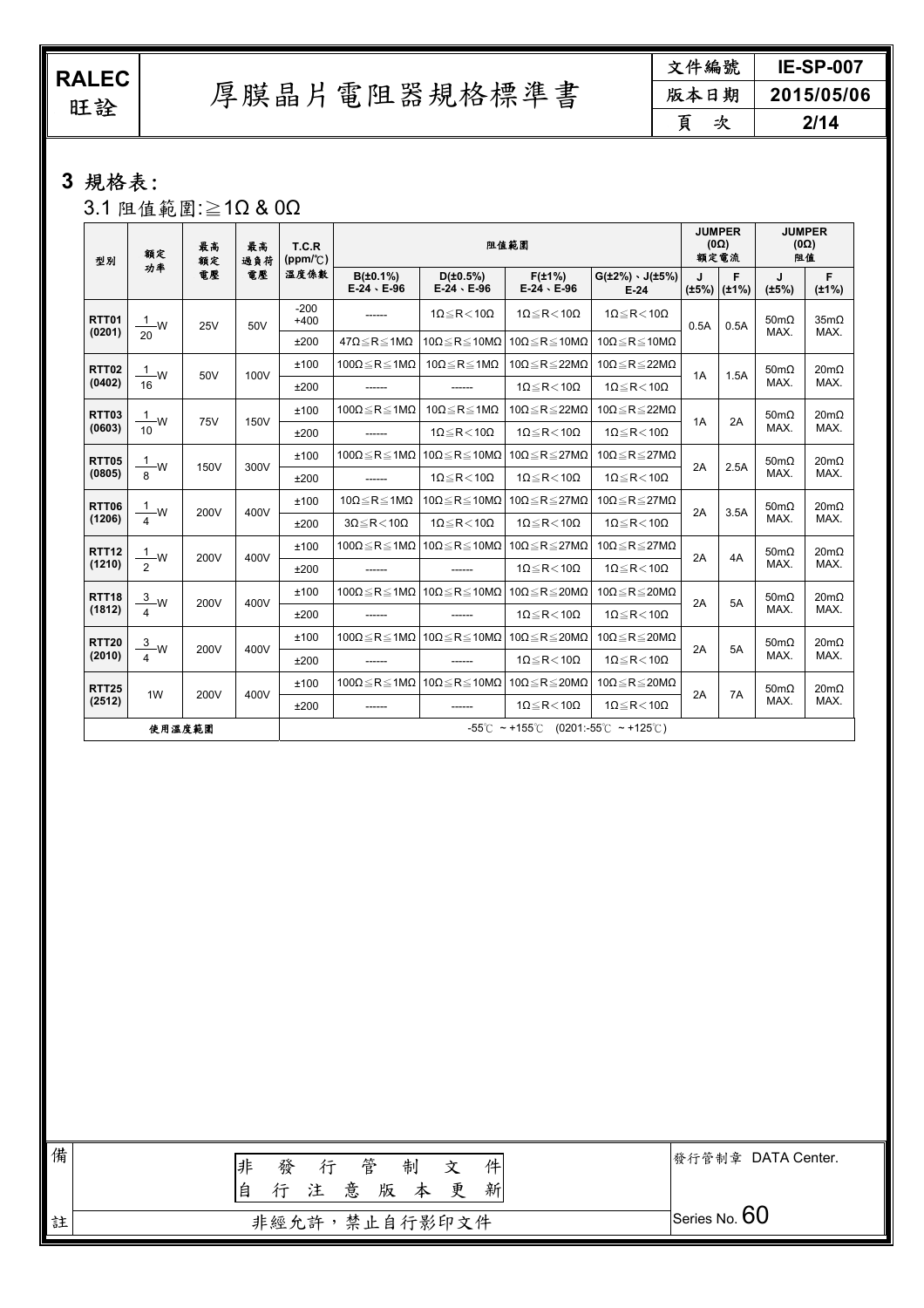## 3 規格表：

### 3.1 阻值範圍:≧1Ω & 0Ω

| 型別 | 額定功率 | 最高額定電壓 | 最高過負荷電壓 | T.C.R (ppm/℃) 溫度係數 | 阻值範圍 | | | | JUMPER (0Ω) 額定電流 | | JUMPER (0Ω) 阻值 | |
|---|---|---|---|---|---|---|---|---|---|---|---|---|
| | | | | | B(±0.1%) E-24、E-96 | D(±0.5%) E-24、E-96 | F(±1%) E-24、E-96 | G(±2%)、J(±5%) E-24 | J (±5%) | F (±1%) | J (±5%) | F (±1%) |
| RTT01 (0201) | $\frac{1}{20}$W | 25V | 50V | -200 +400 | ------ | 1Ω≦R＜10Ω | 1Ω≦R＜10Ω | 1Ω≦R＜10Ω | 0.5A | 0.5A | 50mΩ MAX. | 35mΩ MAX. |
| | | | | ±200 | 47Ω≦R≦1MΩ | 10Ω≦R≦10MΩ | 10Ω≦R≦10MΩ | 10Ω≦R≦10MΩ | | | | |
| RTT02 (0402) | $\frac{1}{16}$W | 50V | 100V | ±100 | 100Ω≦R≦1MΩ | 10Ω≦R≦1MΩ | 10Ω≦R≦22MΩ | 10Ω≦R≦22MΩ | 1A | 1.5A | 50mΩ MAX. | 20mΩ MAX. |
| | | | | ±200 | ------ | ------ | 1Ω≦R＜10Ω | 1Ω≦R＜10Ω | | | | |
| RTT03 (0603) | $\frac{1}{10}$W | 75V | 150V | ±100 | 100Ω≦R≦1MΩ | 10Ω≦R≦1MΩ | 10Ω≦R≦22MΩ | 10Ω≦R≦22MΩ | 1A | 2A | 50mΩ MAX. | 20mΩ MAX. |
| | | | | ±200 | ------ | 1Ω≦R＜10Ω | 1Ω≦R＜10Ω | 1Ω≦R＜10Ω | | | | |
| RTT05 (0805) | $\frac{1}{8}$W | 150V | 300V | ±100 | 100Ω≦R≦1MΩ | 10Ω≦R≦10MΩ | 10Ω≦R≦27MΩ | 10Ω≦R≦27MΩ | 2A | 2.5A | 50mΩ MAX. | 20mΩ MAX. |
| | | | | ±200 | ------ | 1Ω≦R＜10Ω | 1Ω≦R＜10Ω | 1Ω≦R＜10Ω | | | | |
| RTT06 (1206) | $\frac{1}{4}$W | 200V | 400V | ±100 | 10Ω≦R≦1MΩ | 10Ω≦R≦10MΩ | 10Ω≦R≦27MΩ | 10Ω≦R≦27MΩ | 2A | 3.5A | 50mΩ MAX. | 20mΩ MAX. |
| | | | | ±200 | 3Ω≦R＜10Ω | 1Ω≦R＜10Ω | 1Ω≦R＜10Ω | 1Ω≦R＜10Ω | | | | |
| RTT12 (1210) | $\frac{1}{2}$W | 200V | 400V | ±100 | 100Ω≦R≦1MΩ | 10Ω≦R≦10MΩ | 10Ω≦R≦27MΩ | 10Ω≦R≦27MΩ | 2A | 4A | 50mΩ MAX. | 20mΩ MAX. |
| | | | | ±200 | ------ | ------ | 1Ω≦R＜10Ω | 1Ω≦R＜10Ω | | | | |
| RTT18 (1812) | $\frac{3}{4}$W | 200V | 400V | ±100 | 100Ω≦R≦1MΩ | 10Ω≦R≦10MΩ | 10Ω≦R≦20MΩ | 10Ω≦R≦20MΩ | 2A | 5A | 50mΩ MAX. | 20mΩ MAX. |
| | | | | ±200 | ------ | ------ | 1Ω≦R＜10Ω | 1Ω≦R＜10Ω | | | | |
| RTT20 (2010) | $\frac{3}{4}$W | 200V | 400V | ±100 | 100Ω≦R≦1MΩ | 10Ω≦R≦10MΩ | 10Ω≦R≦20MΩ | 10Ω≦R≦20MΩ | 2A | 5A | 50mΩ MAX. | 20mΩ MAX. |
| | | | | ±200 | ------ | ------ | 1Ω≦R＜10Ω | 1Ω≦R＜10Ω | | | | |
| RTT25 (2512) | 1W | 200V | 400V | ±100 | 100Ω≦R≦1MΩ | 10Ω≦R≦10MΩ | 10Ω≦R≦20MΩ | 10Ω≦R≦20MΩ | 2A | 7A | 50mΩ MAX. | 20mΩ MAX. |
| | | | | ±200 | ------ | ------ | 1Ω≦R＜10Ω | 1Ω≦R＜10Ω | | | | |
| 使用溫度範圍 | | | | -55℃ ~ +155℃ (0201:-55℃ ~ +125℃) | | | | | | | | |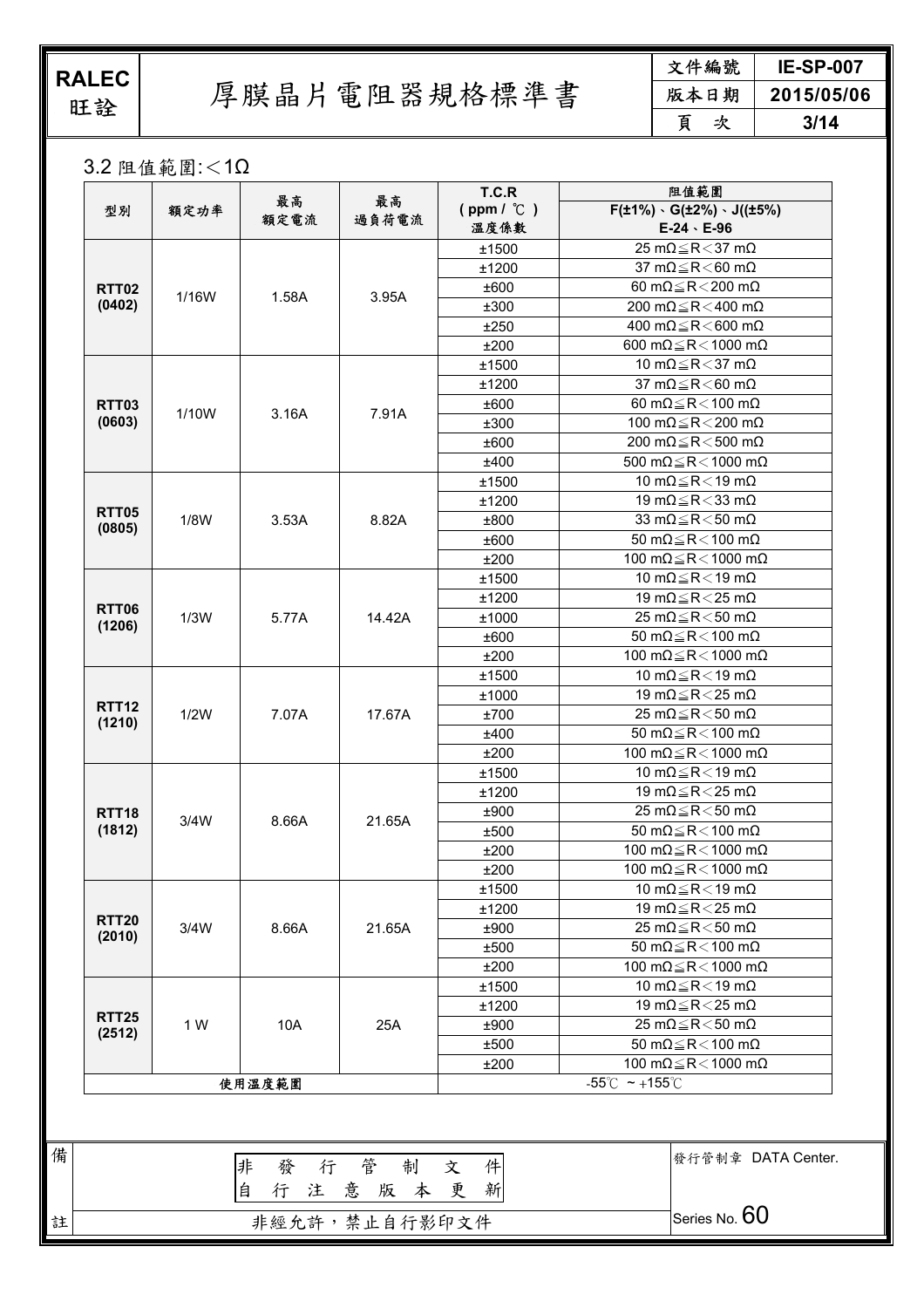### 3.2 阻值範圍:＜1Ω

| 型別 | 額定功率 | 最高額定電流 | 最高過負荷電流 | T.C.R ( ppm / ℃ ) 溫度係數 | 阻值範圍 F(±1%)、G(±2%)、J((±5%) E-24、E-96 |
|---|---|---|---|---|---|
| RTT02 (0402) | 1/16W | 1.58A | 3.95A | ±1500 | 25 mΩ≦R＜37 mΩ |
| | | | | ±1200 | 37 mΩ≦R＜60 mΩ |
| | | | | ±600 | 60 mΩ≦R＜200 mΩ |
| | | | | ±300 | 200 mΩ≦R＜400 mΩ |
| | | | | ±250 | 400 mΩ≦R＜600 mΩ |
| | | | | ±200 | 600 mΩ≦R＜1000 mΩ |
| RTT03 (0603) | 1/10W | 3.16A | 7.91A | ±1500 | 10 mΩ≦R＜37 mΩ |
| | | | | ±1200 | 37 mΩ≦R＜60 mΩ |
| | | | | ±600 | 60 mΩ≦R＜100 mΩ |
| | | | | ±300 | 100 mΩ≦R＜200 mΩ |
| | | | | ±600 | 200 mΩ≦R＜500 mΩ |
| | | | | ±400 | 500 mΩ≦R＜1000 mΩ |
| RTT05 (0805) | 1/8W | 3.53A | 8.82A | ±1500 | 10 mΩ≦R＜19 mΩ |
| | | | | ±1200 | 19 mΩ≦R＜33 mΩ |
| | | | | ±800 | 33 mΩ≦R＜50 mΩ |
| | | | | ±600 | 50 mΩ≦R＜100 mΩ |
| | | | | ±200 | 100 mΩ≦R＜1000 mΩ |
| RTT06 (1206) | 1/3W | 5.77A | 14.42A | ±1500 | 10 mΩ≦R＜19 mΩ |
| | | | | ±1200 | 19 mΩ≦R＜25 mΩ |
| | | | | ±1000 | 25 mΩ≦R＜50 mΩ |
| | | | | ±600 | 50 mΩ≦R＜100 mΩ |
| | | | | ±200 | 100 mΩ≦R＜1000 mΩ |
| RTT12 (1210) | 1/2W | 7.07A | 17.67A | ±1500 | 10 mΩ≦R＜19 mΩ |
| | | | | ±1000 | 19 mΩ≦R＜25 mΩ |
| | | | | ±700 | 25 mΩ≦R＜50 mΩ |
| | | | | ±400 | 50 mΩ≦R＜100 mΩ |
| | | | | ±200 | 100 mΩ≦R＜1000 mΩ |
| RTT18 (1812) | 3/4W | 8.66A | 21.65A | ±1500 | 10 mΩ≦R＜19 mΩ |
| | | | | ±1200 | 19 mΩ≦R＜25 mΩ |
| | | | | ±900 | 25 mΩ≦R＜50 mΩ |
| | | | | ±500 | 50 mΩ≦R＜100 mΩ |
| | | | | ±200 | 100 mΩ≦R＜1000 mΩ |
| | | | | ±200 | 100 mΩ≦R＜1000 mΩ |
| RTT20 (2010) | 3/4W | 8.66A | 21.65A | ±1500 | 10 mΩ≦R＜19 mΩ |
| | | | | ±1200 | 19 mΩ≦R＜25 mΩ |
| | | | | ±900 | 25 mΩ≦R＜50 mΩ |
| | | | | ±500 | 50 mΩ≦R＜100 mΩ |
| | | | | ±200 | 100 mΩ≦R＜1000 mΩ |
| RTT25 (2512) | 1 W | 10A | 25A | ±1500 | 10 mΩ≦R＜19 mΩ |
| | | | | ±1200 | 19 mΩ≦R＜25 mΩ |
| | | | | ±900 | 25 mΩ≦R＜50 mΩ |
| | | | | ±500 | 50 mΩ≦R＜100 mΩ |
| | | | | ±200 | 100 mΩ≦R＜1000 mΩ |
| 使用溫度範圍 | | | | -55℃ ~ +155℃ | |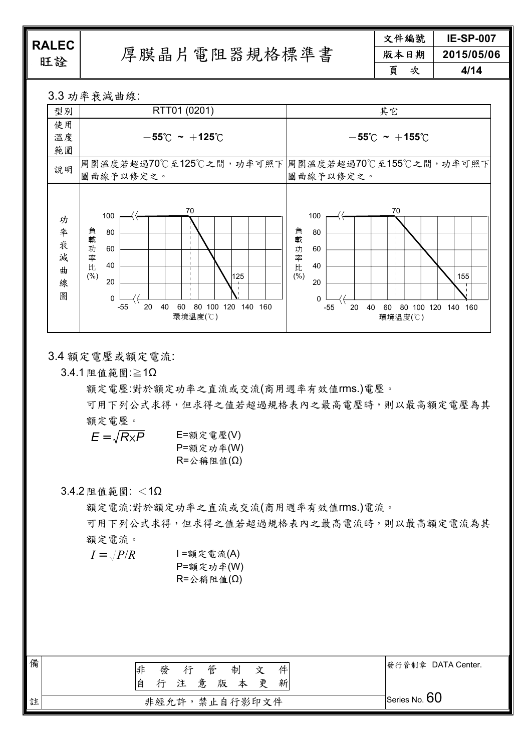### 3.3 功率衰減曲線:

| 型別 | RTT01 (0201) | 其它 |
|---|---|---|
| 使用溫度範圍 | −**55**℃ **~** ＋**125**℃ | −**55**℃ **~** ＋**155**℃ |
| 說明 | 周圍溫度若超過70℃至125℃之間，功率可照下圖曲線予以修定之。 | 周圍溫度若超過70℃至155℃之間，功率可照下圖曲線予以修定之。 |
| 功率衰減曲線圖 | 負載功率比(%) 100 (−55 ~ 70℃)，70℃起線性下降至 0 (125℃)；環境溫度(℃) | 負載功率比(%) 100 (−55 ~ 70℃)，70℃起線性下降至 0 (155℃)；環境溫度(℃) |

### 3.4 額定電壓或額定電流:

#### 3.4.1 阻值範圍:≧1Ω

額定電壓:對於額定功率之直流或交流(商用週率有效值rms.)電壓。

可用下列公式求得，但求得之值若超過規格表內之最高電壓時，則以最高額定電壓為其額定電壓。

$E=\sqrt{R\times P}$

E=額定電壓(V)
P=額定功率(W)
R=公稱阻值(Ω)

#### 3.4.2 阻值範圍: ＜1Ω

額定電流:對於額定功率之直流或交流(商用週率有效值rms.)電流。

可用下列公式求得，但求得之值若超過規格表內之最高電流時，則以最高額定電流為其額定電流。

$I=\sqrt{P/R}$

I =額定電流(A)
P=額定功率(W)
R=公稱阻值(Ω)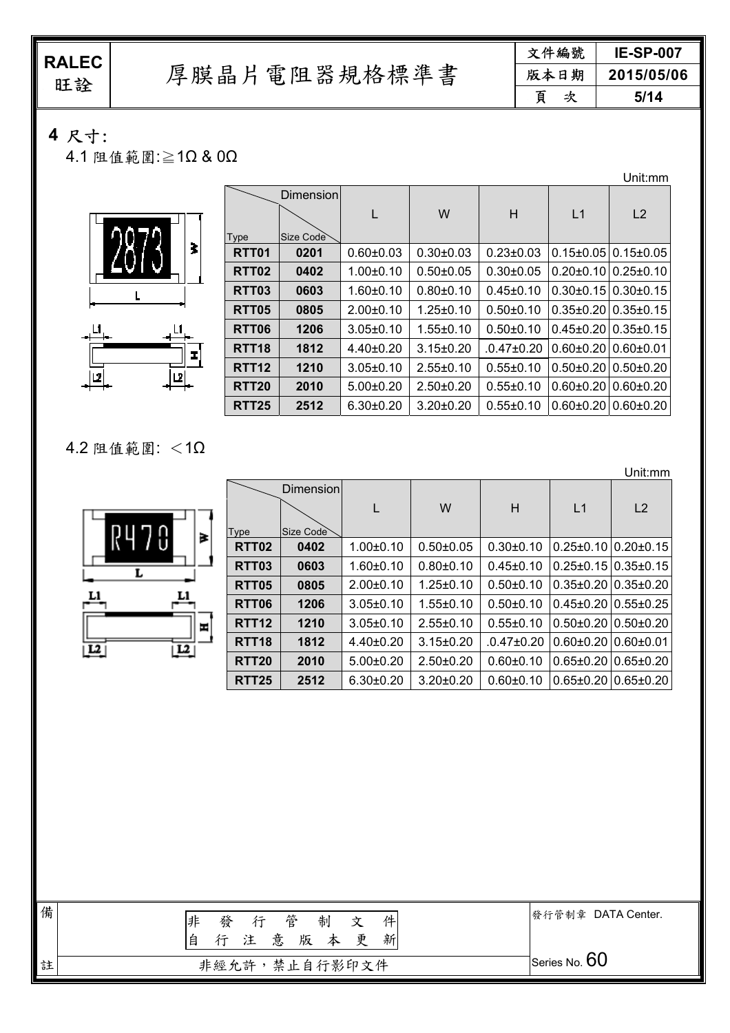## 4 尺寸:

### 4.1 阻值範圍:≧1Ω & 0Ω

Unit:mm

| Type | Size Code | L | W | H | L1 | L2 |
|---|---|---|---|---|---|---|
| RTT01 | 0201 | 0.60±0.03 | 0.30±0.03 | 0.23±0.03 | 0.15±0.05 | 0.15±0.05 |
| RTT02 | 0402 | 1.00±0.10 | 0.50±0.05 | 0.30±0.05 | 0.20±0.10 | 0.25±0.10 |
| RTT03 | 0603 | 1.60±0.10 | 0.80±0.10 | 0.45±0.10 | 0.30±0.15 | 0.30±0.15 |
| RTT05 | 0805 | 2.00±0.10 | 1.25±0.10 | 0.50±0.10 | 0.35±0.20 | 0.35±0.15 |
| RTT06 | 1206 | 3.05±0.10 | 1.55±0.10 | 0.50±0.10 | 0.45±0.20 | 0.35±0.15 |
| RTT18 | 1812 | 4.40±0.20 | 3.15±0.20 | .0.47±0.20 | 0.60±0.20 | 0.60±0.01 |
| RTT12 | 1210 | 3.05±0.10 | 2.55±0.10 | 0.55±0.10 | 0.50±0.20 | 0.50±0.20 |
| RTT20 | 2010 | 5.00±0.20 | 2.50±0.20 | 0.55±0.10 | 0.60±0.20 | 0.60±0.20 |
| RTT25 | 2512 | 6.30±0.20 | 3.20±0.20 | 0.55±0.10 | 0.60±0.20 | 0.60±0.20 |

### 4.2 阻值範圍: ＜1Ω

Unit:mm

| Type | Size Code | L | W | H | L1 | L2 |
|---|---|---|---|---|---|---|
| RTT02 | 0402 | 1.00±0.10 | 0.50±0.05 | 0.30±0.10 | 0.25±0.10 | 0.20±0.15 |
| RTT03 | 0603 | 1.60±0.10 | 0.80±0.10 | 0.45±0.10 | 0.25±0.15 | 0.35±0.15 |
| RTT05 | 0805 | 2.00±0.10 | 1.25±0.10 | 0.50±0.10 | 0.35±0.20 | 0.35±0.20 |
| RTT06 | 1206 | 3.05±0.10 | 1.55±0.10 | 0.50±0.10 | 0.45±0.20 | 0.55±0.25 |
| RTT12 | 1210 | 3.05±0.10 | 2.55±0.10 | 0.55±0.10 | 0.50±0.20 | 0.50±0.20 |
| RTT18 | 1812 | 4.40±0.20 | 3.15±0.20 | .0.47±0.20 | 0.60±0.20 | 0.60±0.01 |
| RTT20 | 2010 | 5.00±0.20 | 2.50±0.20 | 0.60±0.10 | 0.65±0.20 | 0.65±0.20 |
| RTT25 | 2512 | 6.30±0.20 | 3.20±0.20 | 0.60±0.10 | 0.65±0.20 | 0.65±0.20 |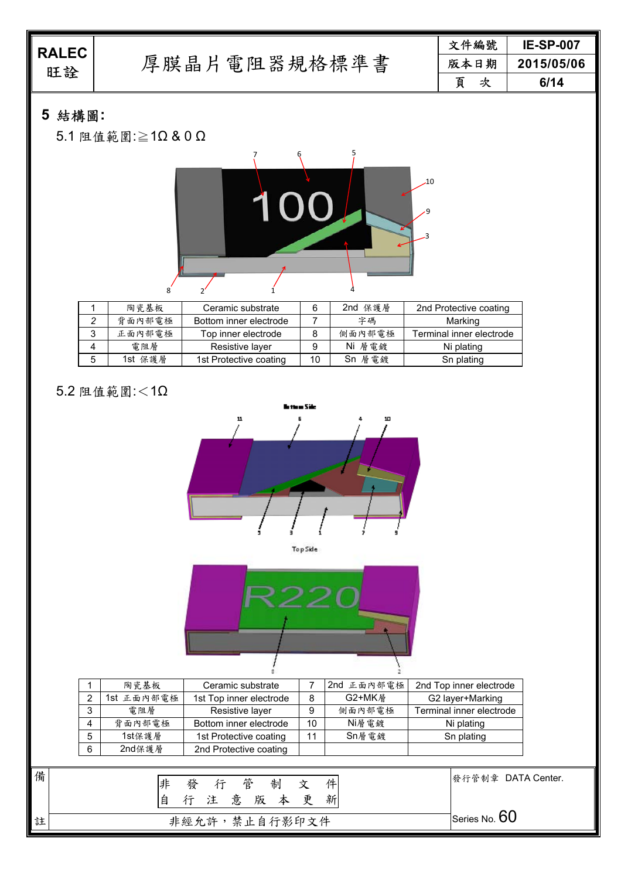## 5 結構圖:

5.1 阻值範圍:≧1Ω & 0 Ω

| 1 | 陶瓷基板 | Ceramic substrate | 6 | 2nd 保護層 | 2nd Protective coating |
|---|---|---|---|---|---|
| 2 | 背面內部電極 | Bottom inner electrode | 7 | 字碼 | Marking |
| 3 | 正面內部電極 | Top inner electrode | 8 | 側面內部電極 | Terminal inner electrode |
| 4 | 電阻層 | Resistive layer | 9 | Ni 層電鍍 | Ni plating |
| 5 | 1st 保護層 | 1st Protective coating | 10 | Sn 層電鍍 | Sn plating |

5.2 阻值範圍:<1Ω

Bottom Side

Top Side

| 1 | 陶瓷基板 | Ceramic substrate | 7 | 2nd 正面內部電極 | 2nd Top inner electrode |
|---|---|---|---|---|---|
| 2 | 1st 正面內部電極 | 1st Top inner electrode | 8 | G2+MK層 | G2 layer+Marking |
| 3 | 電阻層 | Resistive layer | 9 | 側面內部電極 | Terminal inner electrode |
| 4 | 背面內部電極 | Bottom inner electrode | 10 | Ni層電鍍 | Ni plating |
| 5 | 1st保護層 | 1st Protective coating | 11 | Sn層電鍍 | Sn plating |
| 6 | 2nd保護層 | 2nd Protective coating | | | |

備註

非發行管制文件

自行注意版本更新

非經允許，禁止自行影印文件

發行管制章 DATA Center.

Series No. 60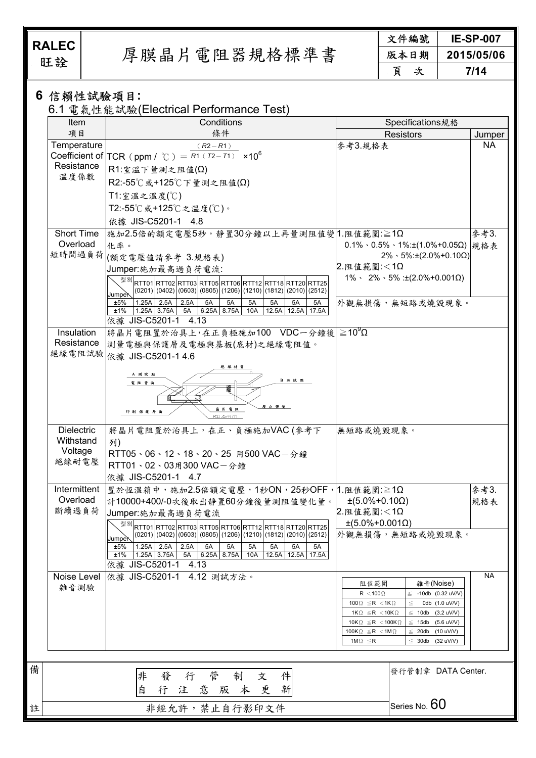## 6 信賴性試驗項目:

### 6.1 電氣性能試驗(Electrical Performance Test)

<table>
<tr><th rowspan="2">Item<br>項目</th><th rowspan="2">Conditions<br>條件</th><th colspan="2">Specifications規格</th></tr>
<tr><th>Resistors</th><th>Jumper</th></tr>
<tr><td>Temperature Coefficient of Resistance<br>溫度係數</td><td>TCR（ppm / ℃）＝ $\frac{(R2-R1)}{R1(T2-T1)} \times 10^6$<br>R1:室溫下量測之阻值(Ω)<br>R2:-55℃或+125℃下量測之阻值(Ω)<br>T1:室溫之溫度(℃)<br>T2:-55℃或+125℃之溫度(℃)。<br>依據 JIS-C5201-1 4.8</td><td>參考3.規格表</td><td>NA</td></tr>
<tr><td>Short Time Overload<br>短時間過負荷</td><td>施加2.5倍的額定電壓5秒，靜置30分鐘以上再量測阻值變化率。<br>(額定電壓值請參考 3.規格表)<br>Jumper:施加最高過負荷電流:<br><table><tr><th>Jumper \ 型別</th><th>RTT01 (0201)</th><th>RTT02 (0402)</th><th>RTT03 (0603)</th><th>RTT05 (0805)</th><th>RTT06 (1206)</th><th>RTT12 (1210)</th><th>RTT18 (1812)</th><th>RTT20 (2010)</th><th>RTT25 (2512)</th></tr><tr><td>±5%</td><td>1.25A</td><td>2.5A</td><td>2.5A</td><td>5A</td><td>5A</td><td>5A</td><td>5A</td><td>5A</td><td>5A</td></tr><tr><td>±1%</td><td>1.25A</td><td>3.75A</td><td>5A</td><td>6.25A</td><td>8.75A</td><td>10A</td><td>12.5A</td><td>12.5A</td><td>17.5A</td></tr></table>依據 JIS-C5201-1 4.13</td><td>1.阻值範圍:≧1Ω<br>0.1%、0.5%、1%:±(1.0%+0.05Ω)<br>2%、5%:±(2.0%+0.10Ω)<br>2.阻值範圍:＜1Ω<br>1%、 2%、5% :±(2.0%+0.001Ω)<br>外觀無損傷，無短路或燒毀現象。</td><td>參考3.規格表</td></tr>
<tr><td>Insulation Resistance<br>絕緣電阻試驗</td><td>將晶片電阻置於治具上，在正負極施加100 VDC一分鐘後測量電極與保護層及電極與基板(底材)之絕緣電阻值。<br>依據 JIS-C5201-1 4.6<br>(圖: 絕緣材質、A 測試點、電阻背面、B 測試點、印刷保護層面、晶片電阻、壓力彈簧、R0.5mm)</td><td colspan="2">$\geq 10^9\Omega$</td></tr>
<tr><td>Dielectric Withstand Voltage<br>絕緣耐電壓</td><td>將晶片電阻置於治具上，在正、負極施加VAC (參考下列)<br>RTT05、06、12、18、20、25 用500 VAC一分鐘<br>RTT01、02、03用300 VAC一分鐘<br>依據 JIS-C5201-1 4.7</td><td colspan="2">無短路或燒毀現象。</td></tr>
<tr><td>Intermittent Overload<br>斷續過負荷</td><td>置於恆溫箱中，施加2.5倍額定電壓，1秒ON，25秒OFF，計10000+400/-0次後取出靜置60分鐘後量測阻值變化量。<br>Jumper:施加最高過負荷電流<br><table><tr><th>Jumper \ 型別</th><th>RTT01 (0201)</th><th>RTT02 (0402)</th><th>RTT03 (0603)</th><th>RTT05 (0805)</th><th>RTT06 (1206)</th><th>RTT12 (1210)</th><th>RTT18 (1812)</th><th>RTT20 (2010)</th><th>RTT25 (2512)</th></tr><tr><td>±5%</td><td>1.25A</td><td>2.5A</td><td>2.5A</td><td>5A</td><td>5A</td><td>5A</td><td>5A</td><td>5A</td><td>5A</td></tr><tr><td>±1%</td><td>1.25A</td><td>3.75A</td><td>5A</td><td>6.25A</td><td>8.75A</td><td>10A</td><td>12.5A</td><td>12.5A</td><td>17.5A</td></tr></table>依據 JIS-C5201-1 4.13</td><td>1.阻值範圍:≧1Ω<br>±(5.0%+0.10Ω)<br>2.阻值範圍:＜1Ω<br>±(5.0%+0.001Ω)<br>外觀無損傷，無短路或燒毀現象。</td><td>參考3.規格表</td></tr>
<tr><td>Noise Level<br>雜音測驗</td><td>依據 JIS-C5201-1 4.12 測試方法。</td><td><table><tr><th>阻值範圍</th><th>雜音(Noise)</th></tr><tr><td>R ＜100Ω</td><td>≦ -10db (0.32 uV/V)</td></tr><tr><td>100Ω ≦R ＜1KΩ</td><td>≦ 0db (1.0 uV/V)</td></tr><tr><td>1KΩ ≦R ＜10KΩ</td><td>≦ 10db (3.2 uV/V)</td></tr><tr><td>10KΩ ≦R ＜100KΩ</td><td>≦ 15db (5.6 uV/V)</td></tr><tr><td>100KΩ ≦R ＜1MΩ</td><td>≦ 20db (10 uV/V)</td></tr><tr><td>1MΩ ≦R</td><td>≦ 30db (32 uV/V)</td></tr></table></td><td>NA</td></tr>
</table>

備註：非發行管制文件 自行注意版本更新　　發行管制章 DATA Center.

非經允許，禁止自行影印文件　　Series No. 60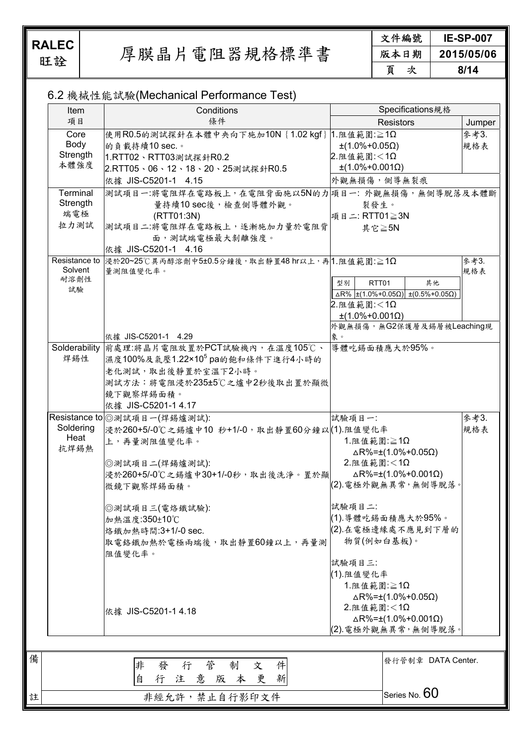## 6.2 機械性能試驗(Mechanical Performance Test)

| Item<br>項目 | Conditions<br>條件 | Specifications規格<br>Resistors | <br>Jumper |
|---|---|---|---|
| Core Body Strength<br>本體強度 | 使用R0.5的測試探針在本體中央向下施加10N {1.02 kgf}的負載持續10 sec.。<br>1.RTT02、RTT03測試探針R0.2<br>2.RTT05、06、12、18、20、25測試探針R0.5<br>依據 JIS-C5201-1 4.15 | 1.阻值範圍:≧1Ω<br>±(1.0%+0.05Ω)<br>2.阻值範圍:＜1Ω<br>±(1.0%+0.001Ω)<br>外觀無損傷，側導無裂痕 | 參考3.規格表 |
| Terminal Strength<br>端電極拉力測試 | 測試項目一:將電阻焊在電路板上，在電阻背面施以5N的力量持續10 sec後，檢查側導體外觀。(RTT01:3N)<br>測試項目二:將電阻焊在電路板上，逐漸施加力量於電阻背面，測試端電極最大剝離強度。<br>依據 JIS-C5201-1 4.16 | 項目一: 外觀無損傷，無側導脫落及本體斷裂發生。<br>項目二: RTT01≧3N<br>其它≧5N | |
| Resistance to Solvent<br>耐溶劑性試驗 | 浸於20~25℃異丙醇溶劑中5±0.5分鐘後，取出靜置48 hr以上，再量測阻值變化率。<br>依據 JIS-C5201-1 4.29 | 1.阻值範圍:≧1Ω<br>型別: RTT01 / 其他<br>△R%: ±(1.0%+0.05Ω) / ±(0.5%+0.05Ω)<br>2.阻值範圍:＜1Ω<br>±(1.0%+0.001Ω)<br>外觀無損傷，無G2保護層及錫層被Leaching現象。 | 參考3.規格表 |
| Solderability<br>焊錫性 | 前處理:將晶片電阻放置於PCT試驗機內，在溫度105℃、濕度100%及氣壓1.22×$10^5$ pa的飽和條件下進行4小時的老化測試，取出後靜置於室溫下2小時。<br>測試方法：將電阻浸於235±5℃之爐中2秒後取出置於顯微鏡下觀察焊錫面積。<br>依據 JIS-C5201-1 4.17 | 導體吃錫面積應大於95%。 | |
| Resistance to Soldering Heat<br>抗焊錫熱 | ◎測試項目一(焊錫爐測試):<br>浸於260+5/-0℃之錫爐中10 秒+1/-0，取出靜置60分鐘以上，再量測阻值變化率。<br><br>◎測試項目二(焊錫爐測試):<br>浸於260+5/-0℃之錫爐中30+1/-0秒，取出後洗淨。置於顯微鏡下觀察焊錫面積。<br><br>◎測試項目三(電烙鐵試驗):<br>加熱溫度:350±10℃<br>烙鐵加熱時間:3+1/-0 sec.<br>取電烙鐵加熱於電極兩端後，取出靜置60鐘以上，再量測阻值變化率。<br><br>依據 JIS-C5201-1 4.18 | 試驗項目一:<br>(1).阻值變化率<br>1.阻值範圍:≧1Ω<br>△R%=±(1.0%+0.05Ω)<br>2.阻值範圍:＜1Ω<br>△R%=±(1.0%+0.001Ω)<br>(2).電極外觀無異常，無側導脫落。<br><br>試驗項目二:<br>(1).導體吃錫面積應大於95%。<br>(2).在電極邊緣處不應見到下層的物質(例如白基板)。<br><br>試驗項目三:<br>(1).阻值變化率<br>1.阻值範圍:≧1Ω<br>△R%=±(1.0%+0.05Ω)<br>2.阻值範圍:＜1Ω<br>△R%=±(1.0%+0.001Ω)<br>(2).電極外觀無異常，無側導脫落。 | 參考3.規格表 |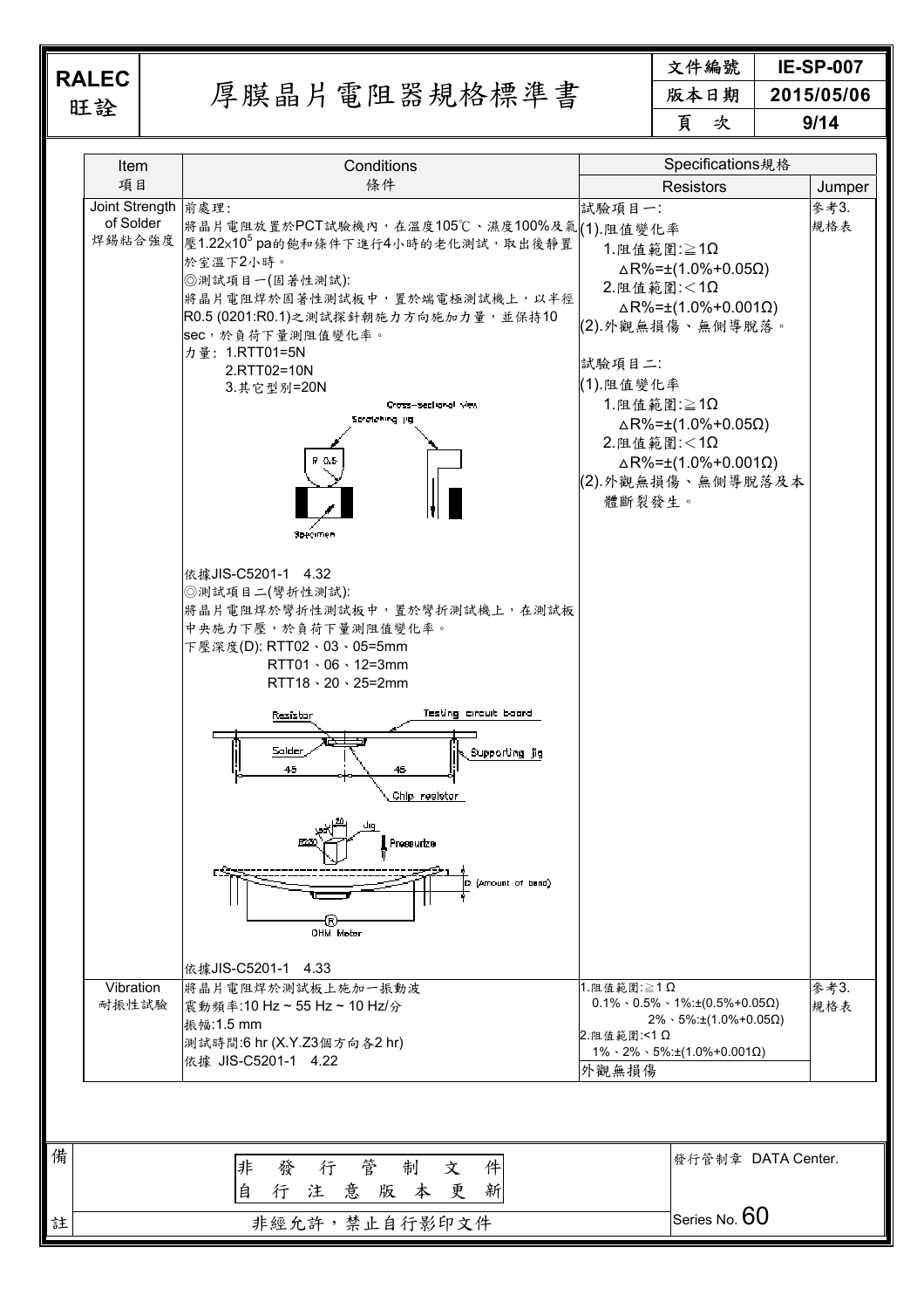| Item 項目 | Conditions 條件 | Specifications規格 Resistors | Jumper |
|---|---|---|---|
| Joint Strength of Solder 焊錫粘合強度 | 前處理:<br>將晶片電阻放置於PCT試驗機內，在溫度105℃、濕度100%及氣壓$1.22\times10^5$ pa的飽和條件下進行4小時的老化測試，取出後靜置於室溫下2小時。<br>◎測試項目一(固著性測試):<br>將晶片電阻焊於固著性測試板中，置於端電極測試機上，以半徑R0.5 (0201:R0.1)之測試探針朝施力方向施加力量，並保持10 sec，於負荷下量測阻值變化率。<br>力量: 1.RTT01=5N<br>2.RTT02=10N<br>3.其它型別=20N<br>Cross-sectional view<br>Scratching jig<br>R 0.5<br>Specimen<br>依據JIS-C5201-1 4.32<br>◎測試項目二(彎折性測試):<br>將晶片電阻焊於彎折性測試板中，置於彎折測試機上，在測試板中央施力下壓，於負荷下量測阻值變化率。<br>下壓深度(D): RTT02、03、05=5mm<br>RTT01、06、12=3mm<br>RTT18、20、25=2mm<br>Resistor / Testing circuit board / Solder / Supporting jig / 45 / 45 / Chip resistor<br>R230 / 50 / Jig / Pressurize / D (Amount of bend) / OHM Meter<br>依據JIS-C5201-1 4.33 | 試驗項目一:<br>(1).阻值變化率<br>1.阻值範圍:≧1Ω<br>△R%=±(1.0%+0.05Ω)<br>2.阻值範圍:＜1Ω<br>△R%=±(1.0%+0.001Ω)<br>(2).外觀無損傷、無側導脫落。<br>試驗項目二:<br>(1).阻值變化率<br>1.阻值範圍:≧1Ω<br>△R%=±(1.0%+0.05Ω)<br>2.阻值範圍:＜1Ω<br>△R%=±(1.0%+0.001Ω)<br>(2).外觀無損傷、無側導脫落及本體斷裂發生。 | 參考3.規格表 |
| Vibration 耐振性試驗 | 將晶片電阻焊於測試板上施加一振動波<br>震動頻率:10 Hz ~ 55 Hz ~ 10 Hz/分<br>振幅:1.5 mm<br>測試時間:6 hr (X.Y.Z3個方向各2 hr)<br>依據 JIS-C5201-1 4.22 | 1.阻值範圍:≧1 Ω<br>0.1%、0.5%、1%:±(0.5%+0.05Ω)<br>2%、5%:±(1.0%+0.05Ω)<br>2.阻值範圍:<1 Ω<br>1%、2%、5%:±(1.0%+0.001Ω)<br>外觀無損傷 | 參考3.規格表 |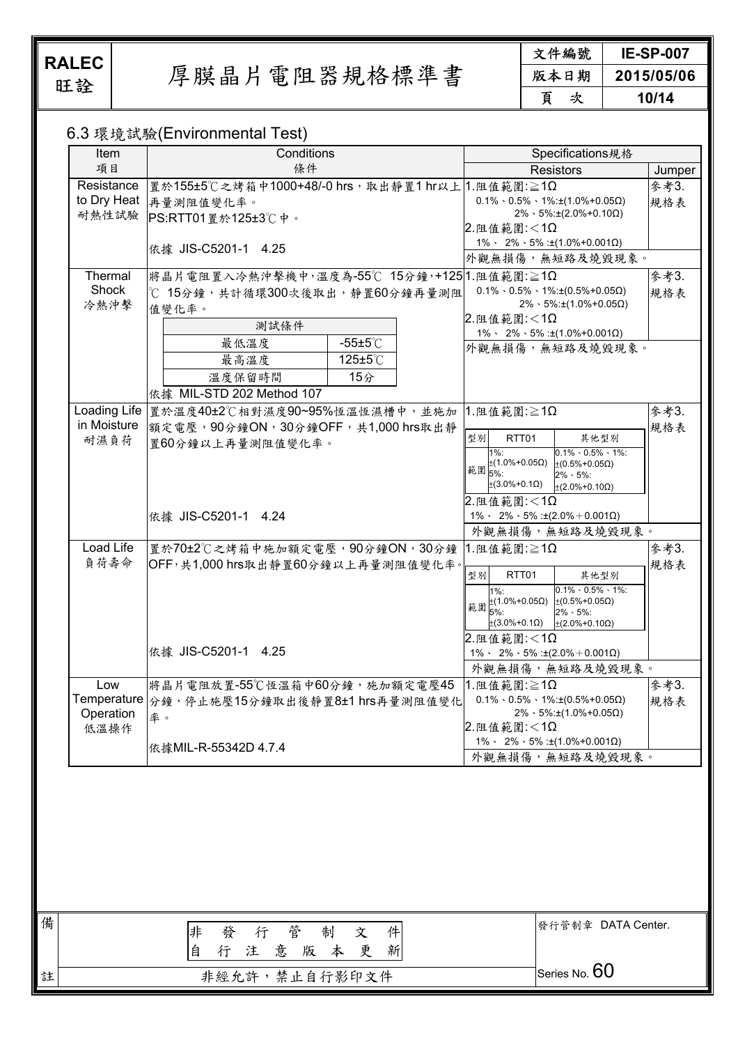## 6.3 環境試驗(Environmental Test)

| Item<br>項目 | Conditions<br>條件 | Specifications規格<br>Resistors | Jumper |
|---|---|---|---|
| Resistance to Dry Heat<br>耐熱性試驗 | 置於155±5℃之烤箱中1000+48/-0 hrs，取出靜置1 hr以上再量測阻值變化率。<br>PS:RTT01置於125±3℃中。<br><br>依據 JIS-C5201-1 4.25 | 1.阻值範圍:≧1Ω<br>0.1%、0.5%、1%:±(1.0%+0.05Ω)<br>2%、5%:±(2.0%+0.10Ω)<br>2.阻值範圍:＜1Ω<br>1%、2%、5% :±(1.0%+0.001Ω)<br>外觀無損傷，無短路及燒毀現象。 | 參考3.規格表 |
| Thermal Shock<br>冷熱沖擊 | 將晶片電阻置入冷熱沖擊機中，溫度為-55℃ 15分鐘，+125℃ 15分鐘，共計循環300次後取出，靜置60分鐘再量測阻值變化率。<br>測試條件：最低溫度 -55±5℃；最高溫度 125±5℃；溫度保留時間 15分<br>依據 MIL-STD 202 Method 107 | 1.阻值範圍:≧1Ω<br>0.1%、0.5%、1%:±(0.5%+0.05Ω)<br>2%、5%:±(1.0%+0.05Ω)<br>2.阻值範圍:＜1Ω<br>1%、2%、5% :±(1.0%+0.001Ω)<br>外觀無損傷，無短路及燒毀現象。 | 參考3.規格表 |
| Loading Life in Moisture<br>耐濕負荷 | 置於溫度40±2℃相對濕度90~95%恆溫恆濕槽中，並施加額定電壓，90分鐘ON，30分鐘OFF，共1,000 hrs取出靜置60分鐘以上再量測阻值變化率。<br><br>依據 JIS-C5201-1 4.24 | 1.阻值範圍:≧1Ω<br>型別 RTT01 範圍 1%: ±(1.0%+0.05Ω)；5%: ±(3.0%+0.1Ω)<br>其他型別 0.1%、0.5%、1%: ±(0.5%+0.05Ω)；2%、5%: ±(2.0%+0.10Ω)<br>2.阻值範圍:＜1Ω<br>1%、2%、5% :±(2.0%＋0.001Ω)<br>外觀無損傷，無短路及燒毀現象。 | 參考3.規格表 |
| Load Life<br>負荷壽命 | 置於70±2℃之烤箱中施加額定電壓，90分鐘ON，30分鐘OFF，共1,000 hrs取出靜置60分鐘以上再量測阻值變化率。<br><br>依據 JIS-C5201-1 4.25 | 1.阻值範圍:≧1Ω<br>型別 RTT01 範圍 1%: ±(1.0%+0.05Ω)；5%: ±(3.0%+0.1Ω)<br>其他型別 0.1%、0.5%、1%: ±(0.5%+0.05Ω)；2%、5%: ±(2.0%+0.10Ω)<br>2.阻值範圍:＜1Ω<br>1%、2%、5% :±(2.0%＋0.001Ω)<br>外觀無損傷，無短路及燒毀現象。 | 參考3.規格表 |
| Low Temperature Operation<br>低溫操作 | 將晶片電阻放置-55℃恆溫箱中60分鐘，施加額定電壓45分鐘，停止施壓15分鐘取出後靜置8±1 hrs再量測阻值變化率。<br><br>依據MIL-R-55342D 4.7.4 | 1.阻值範圍:≧1Ω<br>0.1%、0.5%、1%:±(0.5%+0.05Ω)<br>2%、5%:±(1.0%+0.05Ω)<br>2.阻值範圍:＜1Ω<br>1%、2%、5% :±(1.0%+0.001Ω)<br>外觀無損傷，無短路及燒毀現象。 | 參考3.規格表 |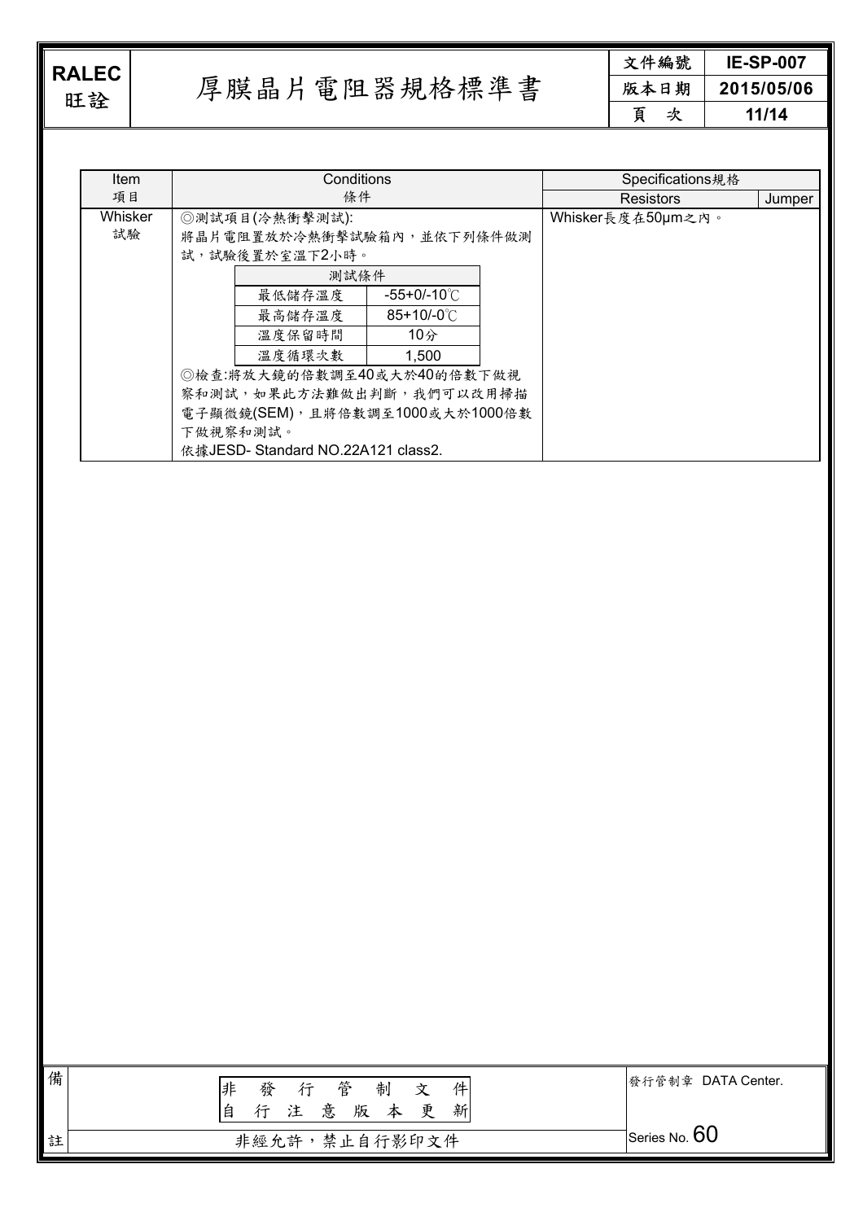| Item 項目 | Conditions 條件 | Specifications規格 Resistors | Jumper |
|---|---|---|---|
| Whisker 試驗 | ◎測試項目(冷熱衝擊測試):<br>將晶片電阻置放於冷熱衝擊試驗箱內，並依下列條件做測試，試驗後置於室溫下2小時。<br><br>測試條件：<br>最低儲存溫度：-55+0/-10℃<br>最高儲存溫度：85+10/-0℃<br>溫度保留時間：10分<br>溫度循環次數：1,500<br><br>◎檢查:將放大鏡的倍數調至40或大於40的倍數下做視察和測試，如果此方法難做出判斷，我們可以改用掃描電子顯微鏡(SEM)，且將倍數調至1000或大於1000倍數下做視察和測試。<br>依據JESD- Standard NO.22A121 class2. | Whisker長度在50μm之內。 | |

| 測試條件 | |
|---|---|
| 最低儲存溫度 | -55+0/-10℃ |
| 最高儲存溫度 | 85+10/-0℃ |
| 溫度保留時間 | 10分 |
| 溫度循環次數 | 1,500 |

備註

非發行管制文件 自行注意版本更新

非經允許，禁止自行影印文件

發行管制章 DATA Center.

Series No. 60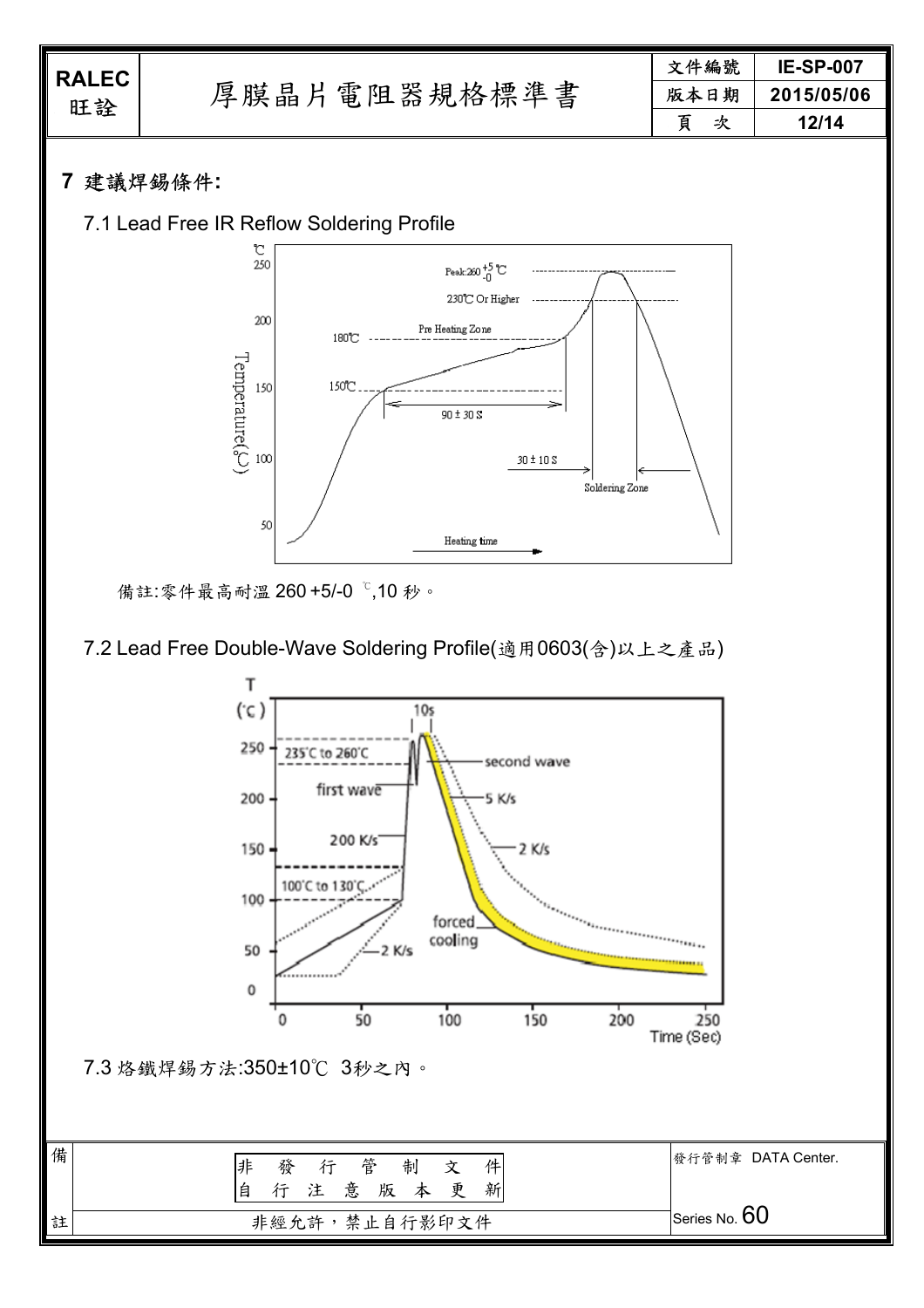## 7 建議焊錫條件:

### 7.1 Lead Free IR Reflow Soldering Profile

備註:零件最高耐溫 260 +5/-0 ℃,10 秒。

### 7.2 Lead Free Double-Wave Soldering Profile(適用0603(含)以上之產品)

7.3 烙鐵焊錫方法:350±10℃ 3秒之內。

| 備 | 非 發 行 管 制 文 件<br>自 行 注 意 版 本 更 新 | 發行管制章 DATA Center. |
| --- | --- | --- |
| 註 | 非經允許，禁止自行影印文件 | Series No. 60 |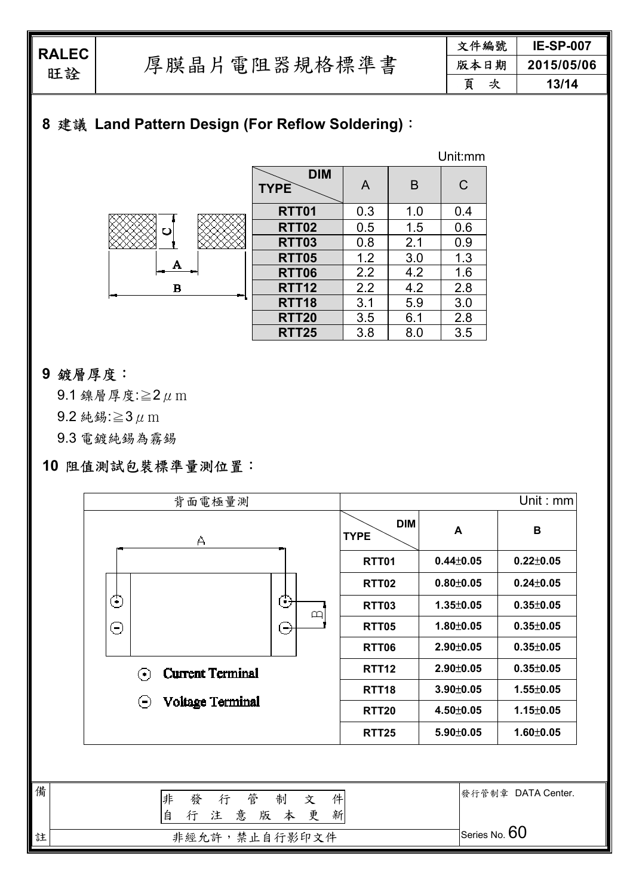## 8 建議 Land Pattern Design (For Reflow Soldering)：

Unit:mm

| DIM / TYPE | A | B | C |
|---|---|---|---|
| RTT01 | 0.3 | 1.0 | 0.4 |
| RTT02 | 0.5 | 1.5 | 0.6 |
| RTT03 | 0.8 | 2.1 | 0.9 |
| RTT05 | 1.2 | 3.0 | 1.3 |
| RTT06 | 2.2 | 4.2 | 1.6 |
| RTT12 | 2.2 | 4.2 | 2.8 |
| RTT18 | 3.1 | 5.9 | 3.0 |
| RTT20 | 3.5 | 6.1 | 2.8 |
| RTT25 | 3.8 | 8.0 | 3.5 |

## 9 鍍層厚度：

9.1 鎳層厚度:≧2μm

9.2 純錫:≧3μm

9.3 電鍍純錫為霧錫

## 10 阻值測試包裝標準量測位置：

背面電極量測

Current Terminal

Voltage Terminal

Unit : mm

| DIM / TYPE | A | B |
|---|---|---|
| RTT01 | 0.44±0.05 | 0.22±0.05 |
| RTT02 | 0.80±0.05 | 0.24±0.05 |
| RTT03 | 1.35±0.05 | 0.35±0.05 |
| RTT05 | 1.80±0.05 | 0.35±0.05 |
| RTT06 | 2.90±0.05 | 0.35±0.05 |
| RTT12 | 2.90±0.05 | 0.35±0.05 |
| RTT18 | 3.90±0.05 | 1.55±0.05 |
| RTT20 | 4.50±0.05 | 1.15±0.05 |
| RTT25 | 5.90±0.05 | 1.60±0.05 |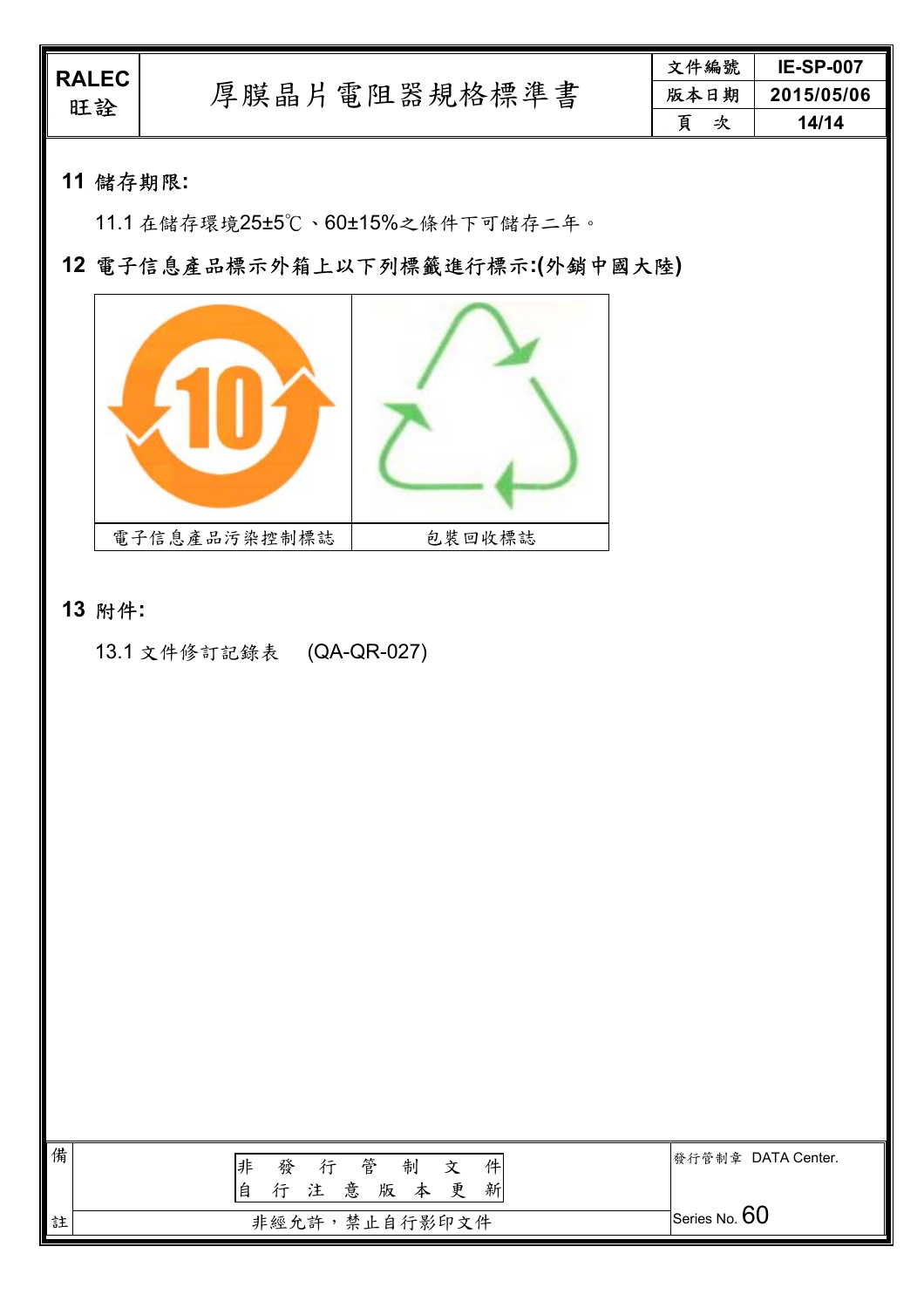## 11 儲存期限:

11.1 在儲存環境25±5℃、60±15%之條件下可儲存二年。

## 12 電子信息產品標示外箱上以下列標籤進行標示:(外銷中國大陸)

| | |
|---|---|
| 電子信息產品污染控制標誌 | 包裝回收標誌 |

## 13 附件:

13.1 文件修訂記錄表　(QA-QR-027)

| | | |
|---|---|---|
| 備註 | 非發行管制文件<br>自行注意版本更新 | 發行管制章 DATA Center. |
| | 非經允許，禁止自行影印文件 | Series No. 60 |